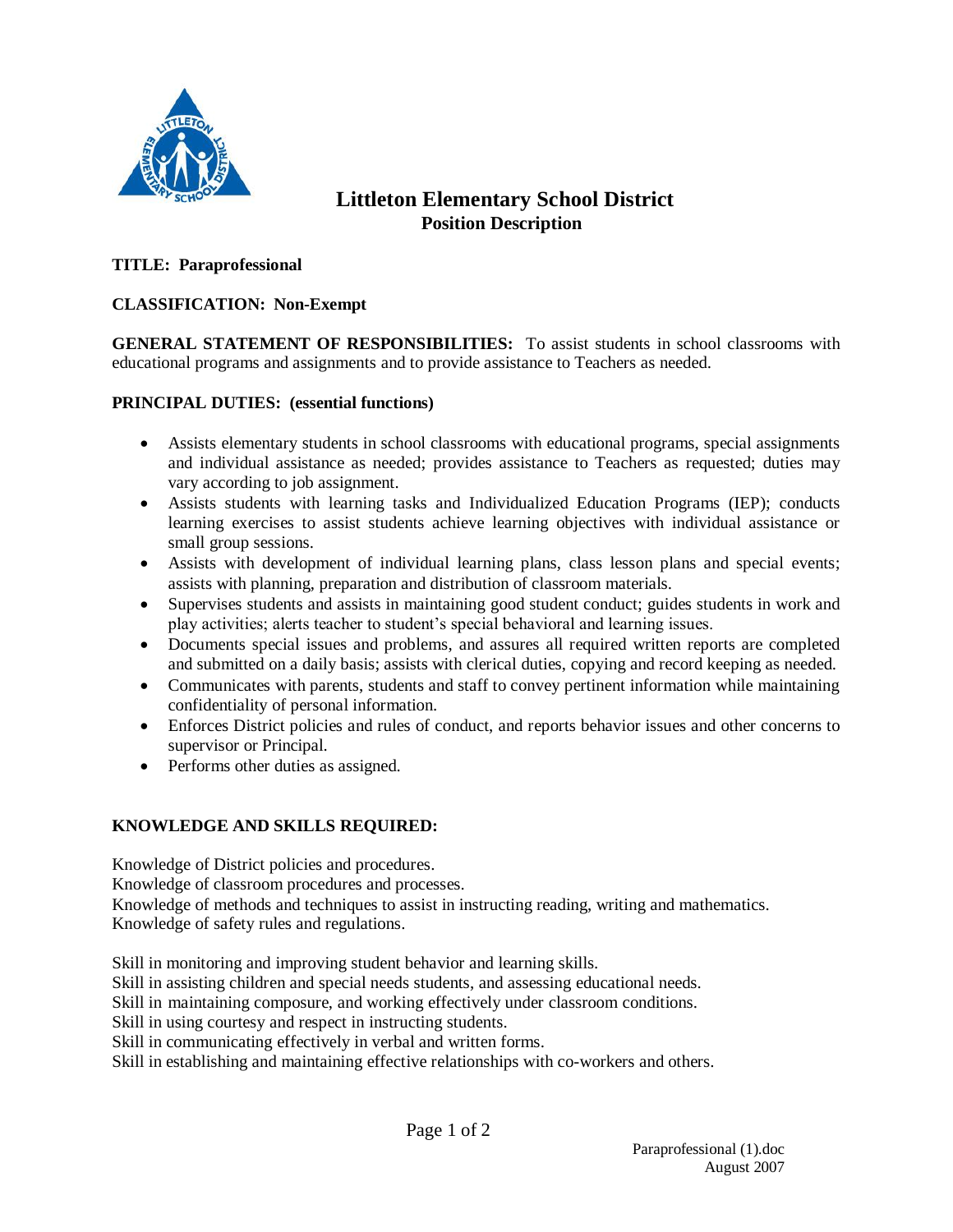# Littleton Elementary School District

## Position Description

**TITLE: Paraprofessional**

**CLASSIFICATION: Non-Exempt**

**GENERAL STATEMENT OF RESPONSIBILITIES:** To assist students in school classrooms with educational programs and assignments and to provide assistance to Teachers as needed.

**PRINCIPAL DUTIES: (essential functions)**

- Assists elementary students in school classrooms with educational programs, special assignments and individual assistance as needed; provides assistance to Teachers as requested; duties may vary according to job assignment.
- Assists students with learning tasks and Individualized Education Programs (IEP); conducts learning exercises to assist students achieve learning objectives with individual assistance or small group sessions.
- Assists with development of individual learning plans, class lesson plans and special events; assists with planning, preparation and distribution of classroom materials.
- Supervises students and assists in maintaining good student conduct; guides students in work and play activities; alerts teacher to student's special behavioral and learning issues.
- Documents special issues and problems, and assures all required written reports are completed and submitted on a daily basis; assists with clerical duties, copying and record keeping as needed.
- Communicates with parents, students and staff to convey pertinent information while maintaining confidentiality of personal information.
- Enforces District policies and rules of conduct, and reports behavior issues and other concerns to supervisor or Principal.
- Performs other duties as assigned.

**KNOWLEDGE AND SKILLS REQUIRED:**

Knowledge of District policies and procedures.
Knowledge of classroom procedures and processes.
Knowledge of methods and techniques to assist in instructing reading, writing and mathematics.
Knowledge of safety rules and regulations.

Skill in monitoring and improving student behavior and learning skills.
Skill in assisting children and special needs students, and assessing educational needs.
Skill in maintaining composure, and working effectively under classroom conditions.
Skill in using courtesy and respect in instructing students.
Skill in communicating effectively in verbal and written forms.
Skill in establishing and maintaining effective relationships with co-workers and others.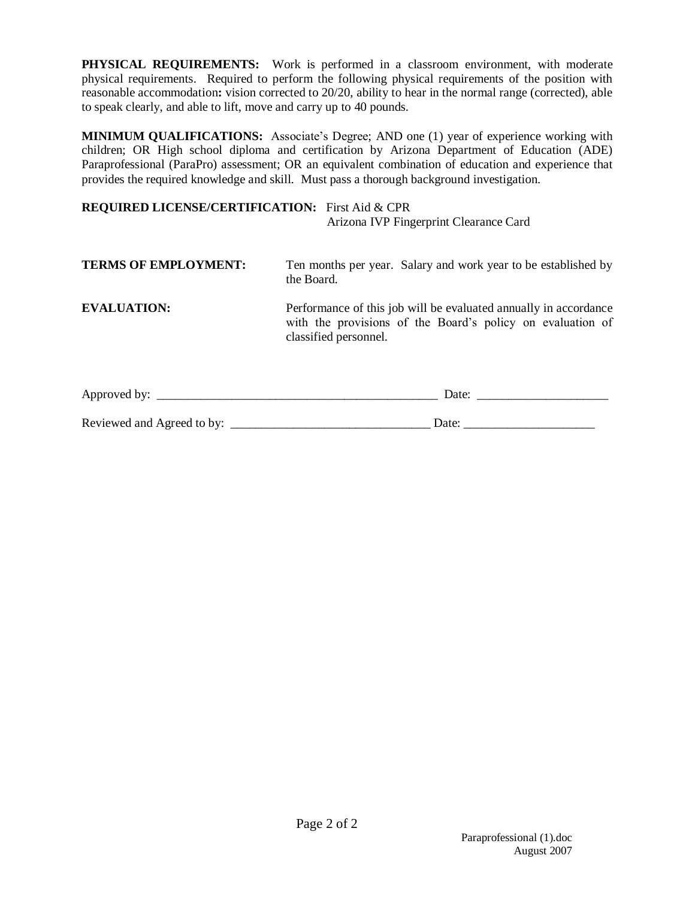**PHYSICAL REQUIREMENTS:** Work is performed in a classroom environment, with moderate physical requirements. Required to perform the following physical requirements of the position with reasonable accommodation**:** vision corrected to 20/20, ability to hear in the normal range (corrected), able to speak clearly, and able to lift, move and carry up to 40 pounds.

**MINIMUM QUALIFICATIONS:** Associate's Degree; AND one (1) year of experience working with children; OR High school diploma and certification by Arizona Department of Education (ADE) Paraprofessional (ParaPro) assessment; OR an equivalent combination of education and experience that provides the required knowledge and skill. Must pass a thorough background investigation.

**REQUIRED LICENSE/CERTIFICATION:** First Aid & CPR
Arizona IVP Fingerprint Clearance Card

**TERMS OF EMPLOYMENT:** Ten months per year. Salary and work year to be established by the Board.

**EVALUATION:** Performance of this job will be evaluated annually in accordance with the provisions of the Board's policy on evaluation of classified personnel.

Approved by: ______________________________________________ Date: _____________________

Reviewed and Agreed to by: ________________________________ Date: _____________________

Paraprofessional (1).doc
August 2007